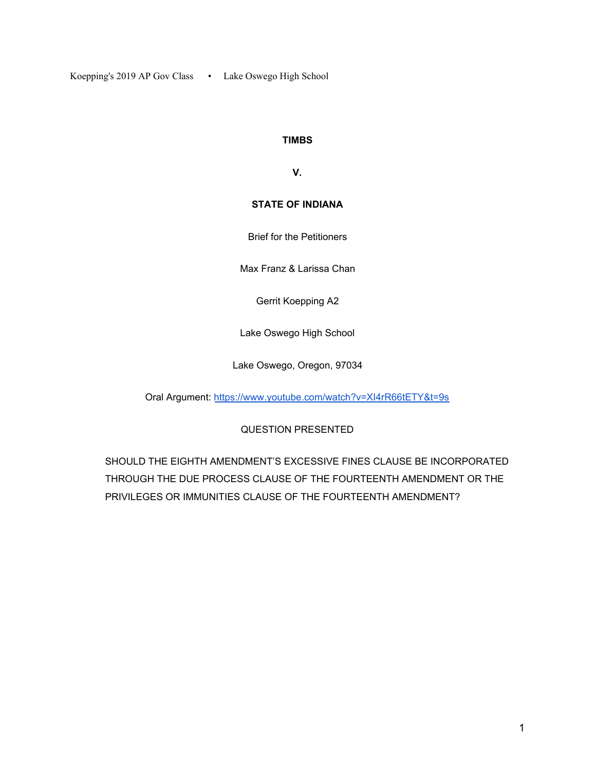**TIMBS**

**V.**

**STATE OF INDIANA**

Brief for the Petitioners

Max Franz & Larissa Chan

Gerrit Koepping A2

Lake Oswego High School

Lake Oswego, Oregon, 97034

Oral Argument: https://www.youtube.com/watch?v=Xl4rR66tETY&t=9s

QUESTION PRESENTED

SHOULD THE EIGHTH AMENDMENT'S EXCESSIVE FINES CLAUSE BE INCORPORATED THROUGH THE DUE PROCESS CLAUSE OF THE FOURTEENTH AMENDMENT OR THE PRIVILEGES OR IMMUNITIES CLAUSE OF THE FOURTEENTH AMENDMENT?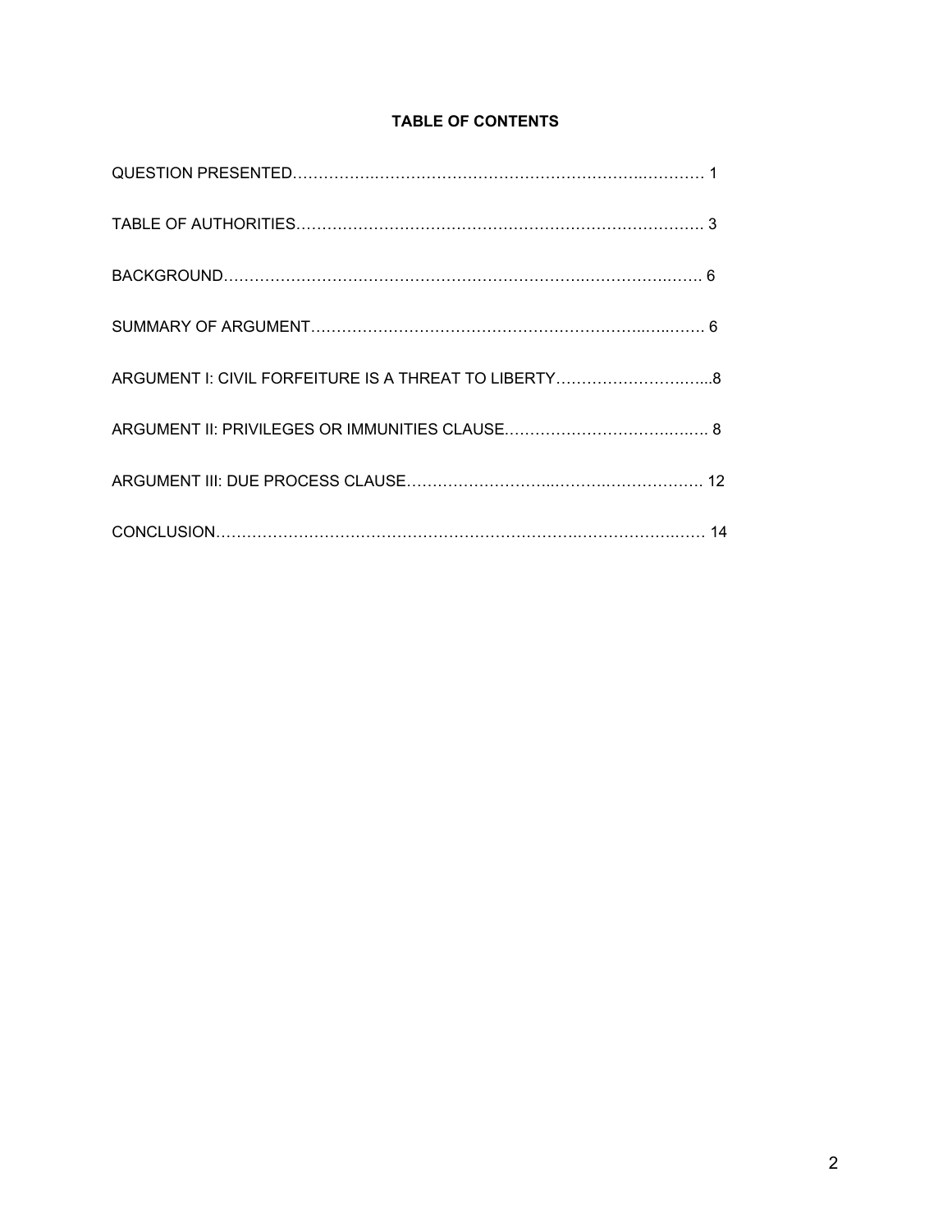# TABLE OF CONTENTS

QUESTION PRESENTED……………………………………………………………………… 1

TABLE OF AUTHORITIES……………………………………………………………………… 3

BACKGROUND……………………………………………………………………………… 6

SUMMARY OF ARGUMENT………………………………………………………………… 6

ARGUMENT I: CIVIL FORFEITURE IS A THREAT TO LIBERTY………………………...8

ARGUMENT II: PRIVILEGES OR IMMUNITIES CLAUSE……………………………… 8

ARGUMENT III: DUE PROCESS CLAUSE……………………………………………… 12

CONCLUSION………………………………………………………………………………… 14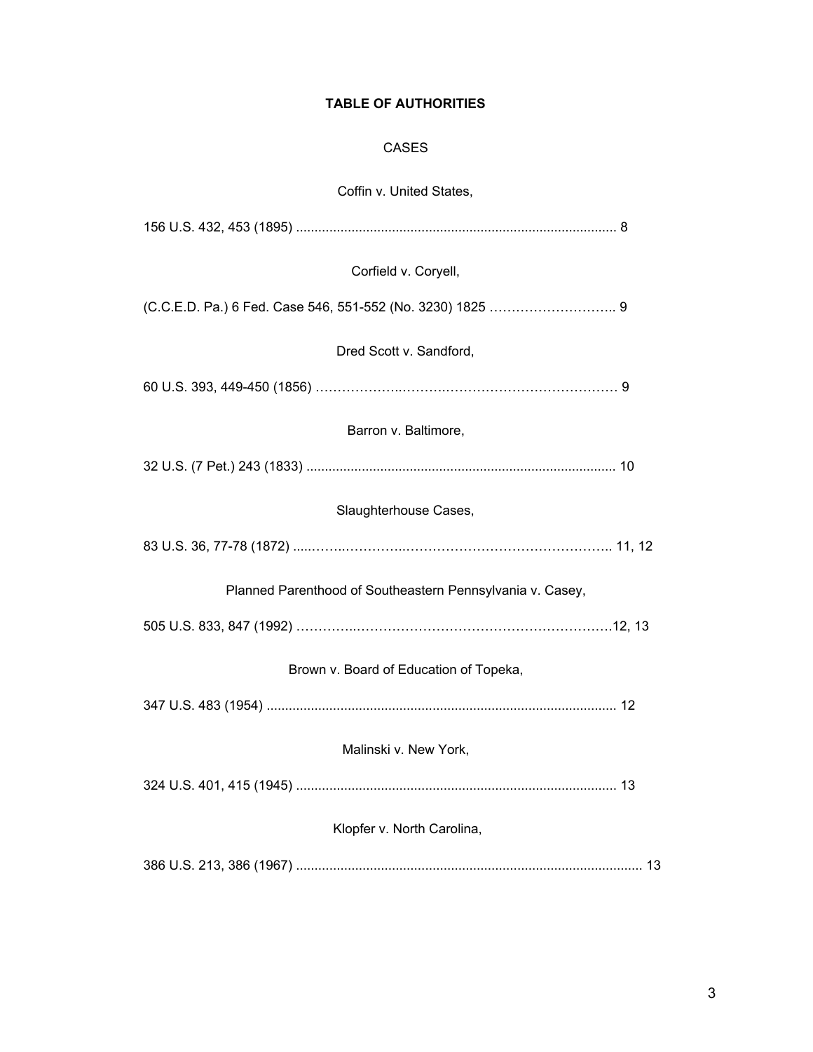# TABLE OF AUTHORITIES

## CASES

Coffin v. United States,

156 U.S. 432, 453 (1895) ...................................................................................... 8

Corfield v. Coryell,

(C.C.E.D. Pa.) 6 Fed. Case 546, 551-552 (No. 3230) 1825 ……………………….. 9

Dred Scott v. Sandford,

60 U.S. 393, 449-450 (1856) ……………….……….………………………………… 9

Barron v. Baltimore,

32 U.S. (7 Pet.) 243 (1833) ................................................................................... 10

Slaughterhouse Cases,

83 U.S. 36, 77-78 (1872) .....……..………..……………………………………….. 11, 12

Planned Parenthood of Southeastern Pennsylvania v. Casey,

505 U.S. 833, 847 (1992) …………..…………………………………………………….12, 13

Brown v. Board of Education of Topeka,

347 U.S. 483 (1954) .............................................................................................. 12

Malinski v. New York,

324 U.S. 401, 415 (1945) ...................................................................................... 13

Klopfer v. North Carolina,

386 U.S. 213, 386 (1967) ............................................................................................. 13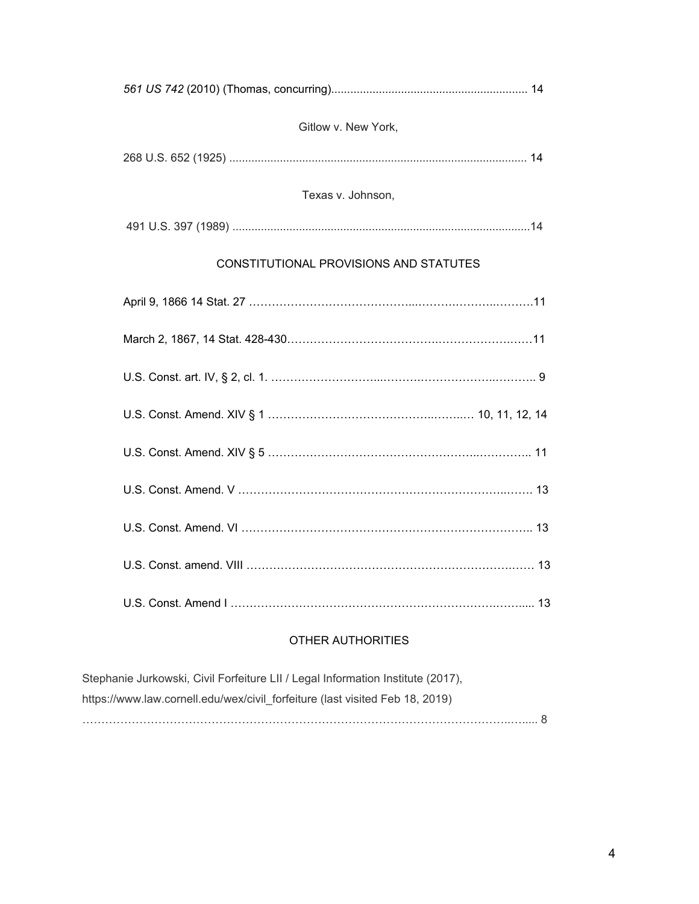*561 US 742* (2010) (Thomas, concurring)............................................................ 14

Gitlow v. New York,

268 U.S. 652 (1925) ............................................................................................ 14

Texas v. Johnson,

491 U.S. 397 (1989) ............................................................................................14

## CONSTITUTIONAL PROVISIONS AND STATUTES

April 9, 1866 14 Stat. 27 ……………………………………...…………….……..………11

March 2, 1867, 14 Stat. 428-430……………………………….…………………….……11

U.S. Const. art. IV, § 2, cl. 1. ………………………...……….……………….…….……. 9

U.S. Const. Amend. XIV § 1 ………………………………….……..….… 10, 11, 12, 14

U.S. Const. Amend. XIV § 5 ……………………………………………..………….. 11

U.S. Const. Amend. V ……………………………………………………………..……. 13

U.S. Const. Amend. VI ………………………………………………………………….. 13

U.S. Const. amend. VIII …………………………………………………………….……. 13

U.S. Const. Amend I ……………………………………………………………….……..... 13

## OTHER AUTHORITIES

Stephanie Jurkowski, Civil Forfeiture LII / Legal Information Institute (2017), https://www.law.cornell.edu/wex/civil_forfeiture (last visited Feb 18, 2019) …………………………………………………………………………………………….…..... 8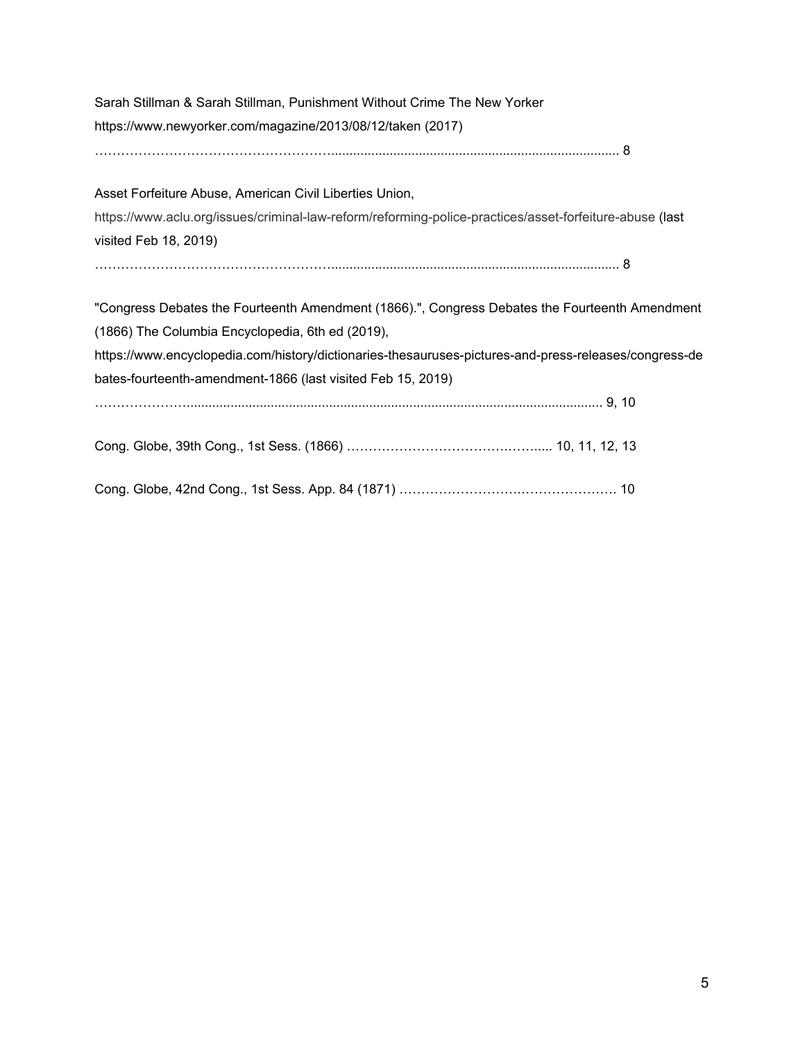Sarah Stillman & Sarah Stillman, Punishment Without Crime The New Yorker https://www.newyorker.com/magazine/2013/08/12/taken (2017)
……………………………………………….............................................................................................. 8

Asset Forfeiture Abuse, American Civil Liberties Union, https://www.aclu.org/issues/criminal-law-reform/reforming-police-practices/asset-forfeiture-abuse (last visited Feb 18, 2019)
……………………………………………….............................................................................................. 8

"Congress Debates the Fourteenth Amendment (1866).", Congress Debates the Fourteenth Amendment (1866) The Columbia Encyclopedia, 6th ed (2019), https://www.encyclopedia.com/history/dictionaries-thesauruses-pictures-and-press-releases/congress-debates-fourteenth-amendment-1866 (last visited Feb 15, 2019)
…………………....................................................................................................................... 9, 10

Cong. Globe, 39th Cong., 1st Sess. (1866) …………………………………….……..... 10, 11, 12, 13

Cong. Globe, 42nd Cong., 1st Sess. App. 84 (1871) ………………………….………………. 10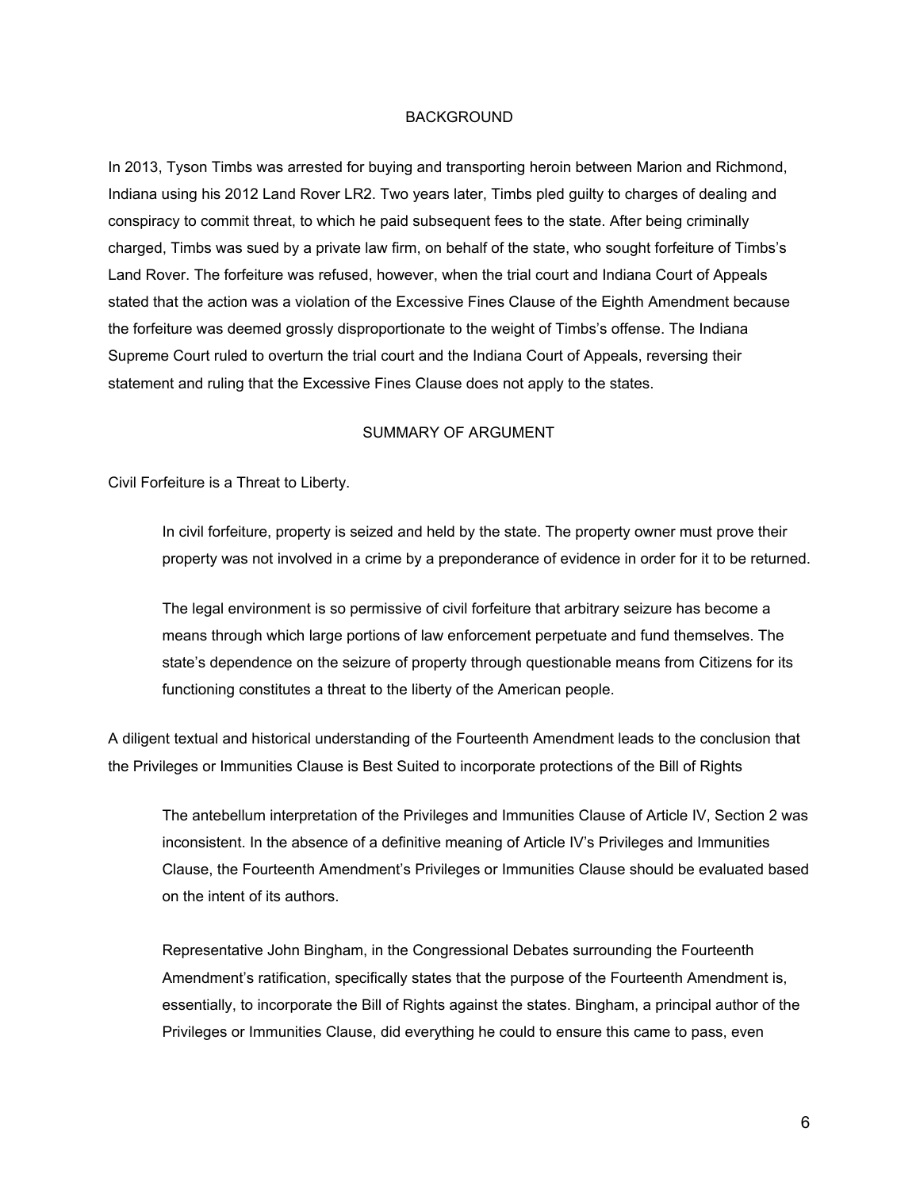## BACKGROUND

In 2013, Tyson Timbs was arrested for buying and transporting heroin between Marion and Richmond, Indiana using his 2012 Land Rover LR2. Two years later, Timbs pled guilty to charges of dealing and conspiracy to commit threat, to which he paid subsequent fees to the state. After being criminally charged, Timbs was sued by a private law firm, on behalf of the state, who sought forfeiture of Timbs's Land Rover. The forfeiture was refused, however, when the trial court and Indiana Court of Appeals stated that the action was a violation of the Excessive Fines Clause of the Eighth Amendment because the forfeiture was deemed grossly disproportionate to the weight of Timbs's offense. The Indiana Supreme Court ruled to overturn the trial court and the Indiana Court of Appeals, reversing their statement and ruling that the Excessive Fines Clause does not apply to the states.

## SUMMARY OF ARGUMENT

Civil Forfeiture is a Threat to Liberty.

> In civil forfeiture, property is seized and held by the state. The property owner must prove their property was not involved in a crime by a preponderance of evidence in order for it to be returned.
>
> The legal environment is so permissive of civil forfeiture that arbitrary seizure has become a means through which large portions of law enforcement perpetuate and fund themselves. The state's dependence on the seizure of property through questionable means from Citizens for its functioning constitutes a threat to the liberty of the American people.

A diligent textual and historical understanding of the Fourteenth Amendment leads to the conclusion that the Privileges or Immunities Clause is Best Suited to incorporate protections of the Bill of Rights

> The antebellum interpretation of the Privileges and Immunities Clause of Article IV, Section 2 was inconsistent. In the absence of a definitive meaning of Article IV's Privileges and Immunities Clause, the Fourteenth Amendment's Privileges or Immunities Clause should be evaluated based on the intent of its authors.
>
> Representative John Bingham, in the Congressional Debates surrounding the Fourteenth Amendment's ratification, specifically states that the purpose of the Fourteenth Amendment is, essentially, to incorporate the Bill of Rights against the states. Bingham, a principal author of the Privileges or Immunities Clause, did everything he could to ensure this came to pass, even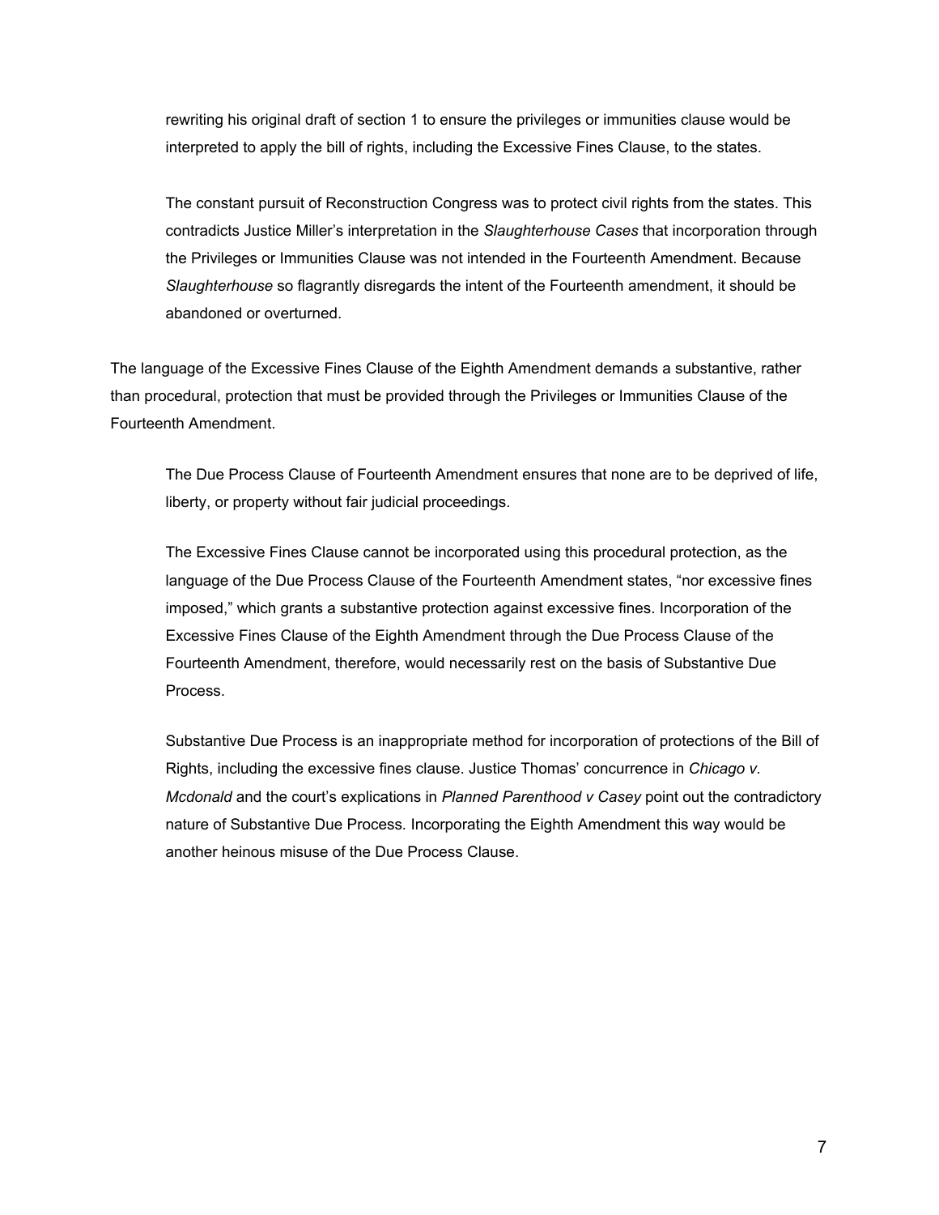rewriting his original draft of section 1 to ensure the privileges or immunities clause would be interpreted to apply the bill of rights, including the Excessive Fines Clause, to the states.

The constant pursuit of Reconstruction Congress was to protect civil rights from the states. This contradicts Justice Miller's interpretation in the *Slaughterhouse Cases* that incorporation through the Privileges or Immunities Clause was not intended in the Fourteenth Amendment. Because *Slaughterhouse* so flagrantly disregards the intent of the Fourteenth amendment, it should be abandoned or overturned.

The language of the Excessive Fines Clause of the Eighth Amendment demands a substantive, rather than procedural, protection that must be provided through the Privileges or Immunities Clause of the Fourteenth Amendment.

The Due Process Clause of Fourteenth Amendment ensures that none are to be deprived of life, liberty, or property without fair judicial proceedings.

The Excessive Fines Clause cannot be incorporated using this procedural protection, as the language of the Due Process Clause of the Fourteenth Amendment states, "nor excessive fines imposed," which grants a substantive protection against excessive fines. Incorporation of the Excessive Fines Clause of the Eighth Amendment through the Due Process Clause of the Fourteenth Amendment, therefore, would necessarily rest on the basis of Substantive Due Process.

Substantive Due Process is an inappropriate method for incorporation of protections of the Bill of Rights, including the excessive fines clause. Justice Thomas' concurrence in *Chicago v. Mcdonald* and the court's explications in *Planned Parenthood v Casey* point out the contradictory nature of Substantive Due Process. Incorporating the Eighth Amendment this way would be another heinous misuse of the Due Process Clause.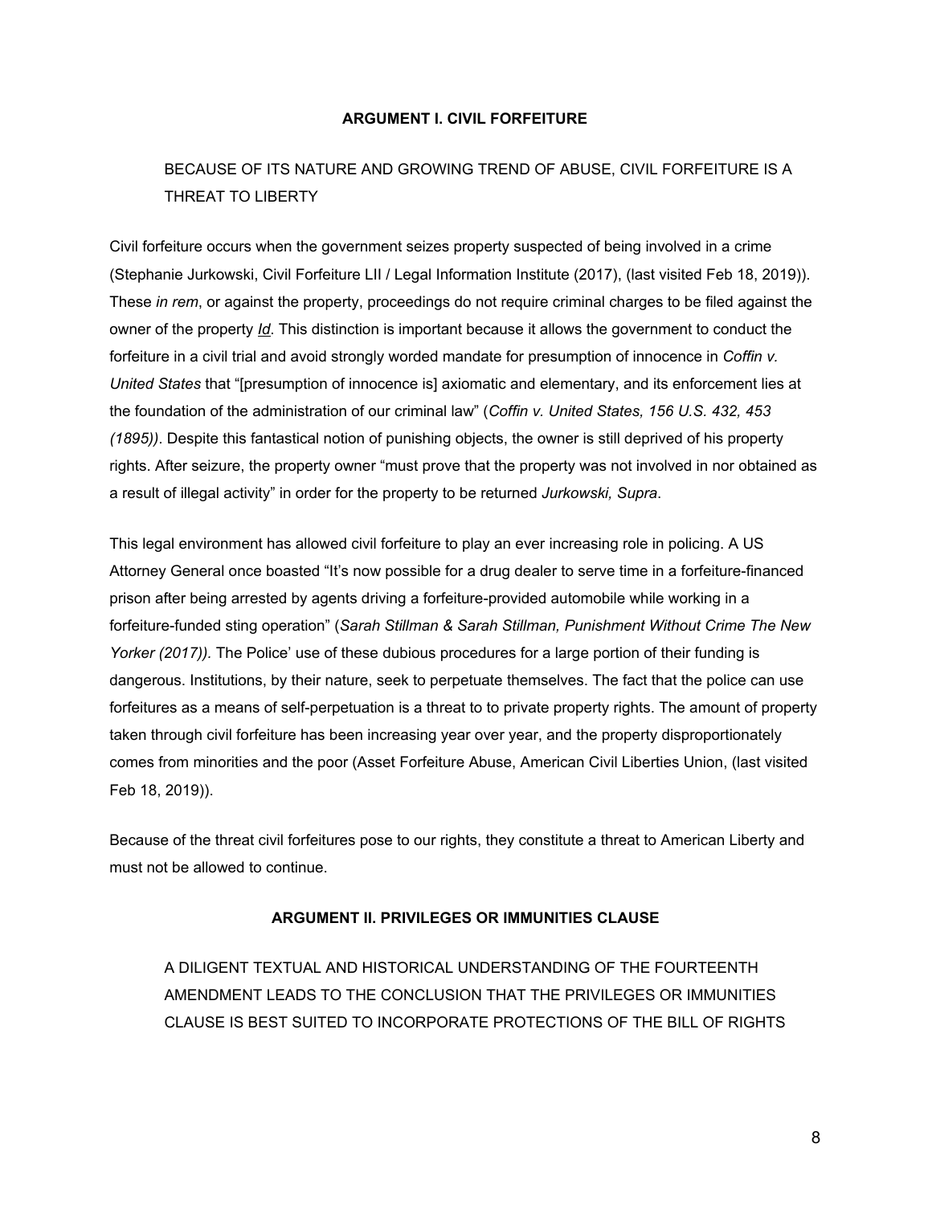## ARGUMENT I. CIVIL FORFEITURE

BECAUSE OF ITS NATURE AND GROWING TREND OF ABUSE, CIVIL FORFEITURE IS A THREAT TO LIBERTY

Civil forfeiture occurs when the government seizes property suspected of being involved in a crime (Stephanie Jurkowski, Civil Forfeiture LII / Legal Information Institute (2017), (last visited Feb 18, 2019)). These *in rem*, or against the property, proceedings do not require criminal charges to be filed against the owner of the property *Id*. This distinction is important because it allows the government to conduct the forfeiture in a civil trial and avoid strongly worded mandate for presumption of innocence in *Coffin v. United States* that "[presumption of innocence is] axiomatic and elementary, and its enforcement lies at the foundation of the administration of our criminal law" (*Coffin v. United States, 156 U.S. 432, 453 (1895))*. Despite this fantastical notion of punishing objects, the owner is still deprived of his property rights. After seizure, the property owner "must prove that the property was not involved in nor obtained as a result of illegal activity" in order for the property to be returned *Jurkowski, Supra*.

This legal environment has allowed civil forfeiture to play an ever increasing role in policing. A US Attorney General once boasted "It's now possible for a drug dealer to serve time in a forfeiture-financed prison after being arrested by agents driving a forfeiture-provided automobile while working in a forfeiture-funded sting operation" (*Sarah Stillman & Sarah Stillman, Punishment Without Crime The New Yorker (2017)).* The Police' use of these dubious procedures for a large portion of their funding is dangerous. Institutions, by their nature, seek to perpetuate themselves. The fact that the police can use forfeitures as a means of self-perpetuation is a threat to to private property rights. The amount of property taken through civil forfeiture has been increasing year over year, and the property disproportionately comes from minorities and the poor (Asset Forfeiture Abuse, American Civil Liberties Union, (last visited Feb 18, 2019)).

Because of the threat civil forfeitures pose to our rights, they constitute a threat to American Liberty and must not be allowed to continue.

## ARGUMENT II. PRIVILEGES OR IMMUNITIES CLAUSE

A DILIGENT TEXTUAL AND HISTORICAL UNDERSTANDING OF THE FOURTEENTH AMENDMENT LEADS TO THE CONCLUSION THAT THE PRIVILEGES OR IMMUNITIES CLAUSE IS BEST SUITED TO INCORPORATE PROTECTIONS OF THE BILL OF RIGHTS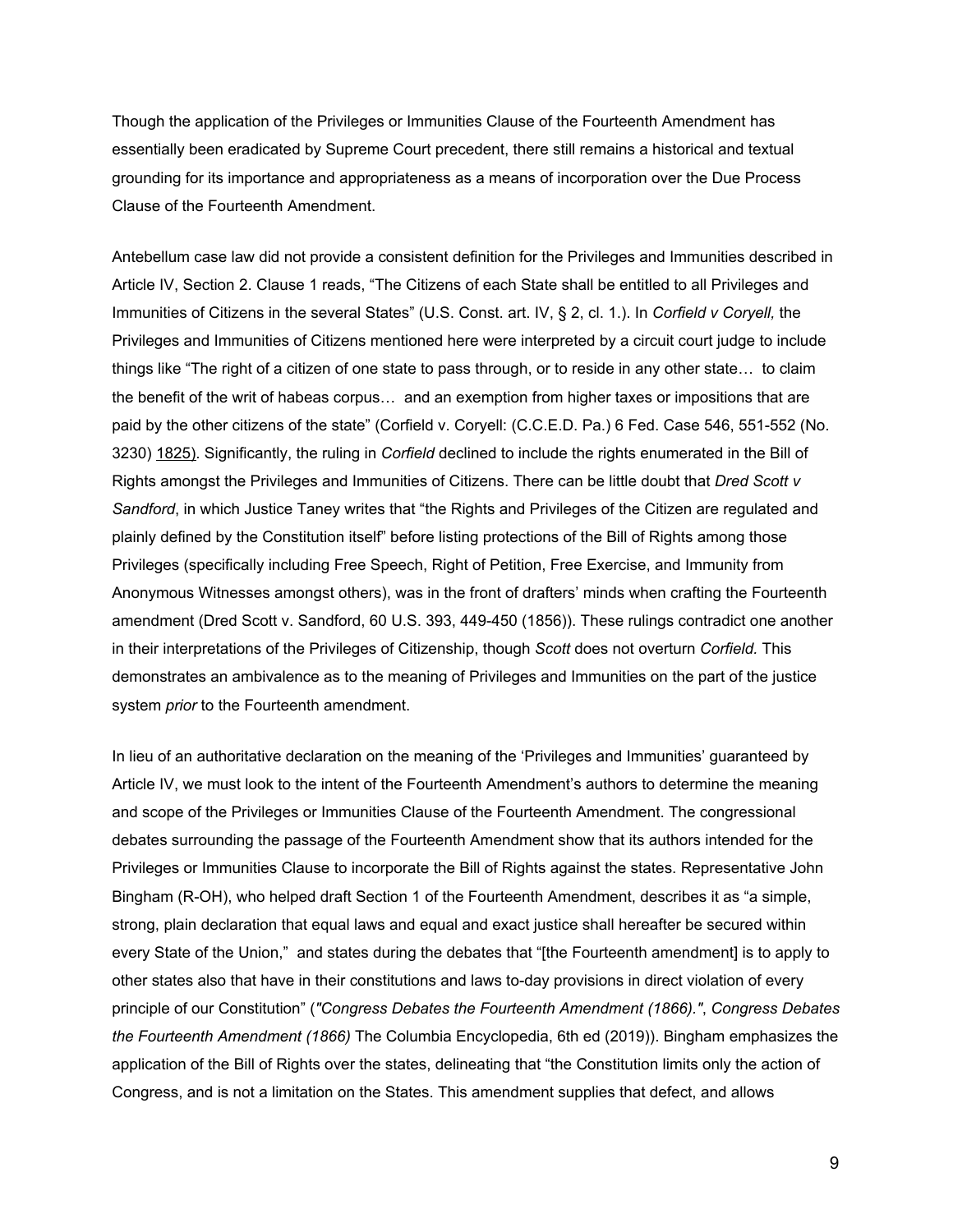Though the application of the Privileges or Immunities Clause of the Fourteenth Amendment has essentially been eradicated by Supreme Court precedent, there still remains a historical and textual grounding for its importance and appropriateness as a means of incorporation over the Due Process Clause of the Fourteenth Amendment.

Antebellum case law did not provide a consistent definition for the Privileges and Immunities described in Article IV, Section 2. Clause 1 reads, "The Citizens of each State shall be entitled to all Privileges and Immunities of Citizens in the several States" (U.S. Const. art. IV, § 2, cl. 1.). In *Corfield v Coryell,* the Privileges and Immunities of Citizens mentioned here were interpreted by a circuit court judge to include things like "The right of a citizen of one state to pass through, or to reside in any other state… to claim the benefit of the writ of habeas corpus… and an exemption from higher taxes or impositions that are paid by the other citizens of the state" (Corfield v. Coryell: (C.C.E.D. Pa.) 6 Fed. Case 546, 551-552 (No. 3230) 1825). Significantly, the ruling in *Corfield* declined to include the rights enumerated in the Bill of Rights amongst the Privileges and Immunities of Citizens. There can be little doubt that *Dred Scott v Sandford*, in which Justice Taney writes that "the Rights and Privileges of the Citizen are regulated and plainly defined by the Constitution itself" before listing protections of the Bill of Rights among those Privileges (specifically including Free Speech, Right of Petition, Free Exercise, and Immunity from Anonymous Witnesses amongst others), was in the front of drafters' minds when crafting the Fourteenth amendment (Dred Scott v. Sandford, 60 U.S. 393, 449-450 (1856)). These rulings contradict one another in their interpretations of the Privileges of Citizenship, though *Scott* does not overturn *Corfield.* This demonstrates an ambivalence as to the meaning of Privileges and Immunities on the part of the justice system *prior* to the Fourteenth amendment.

In lieu of an authoritative declaration on the meaning of the 'Privileges and Immunities' guaranteed by Article IV, we must look to the intent of the Fourteenth Amendment's authors to determine the meaning and scope of the Privileges or Immunities Clause of the Fourteenth Amendment. The congressional debates surrounding the passage of the Fourteenth Amendment show that its authors intended for the Privileges or Immunities Clause to incorporate the Bill of Rights against the states. Representative John Bingham (R-OH), who helped draft Section 1 of the Fourteenth Amendment, describes it as "a simple, strong, plain declaration that equal laws and equal and exact justice shall hereafter be secured within every State of the Union," and states during the debates that "[the Fourteenth amendment] is to apply to other states also that have in their constitutions and laws to-day provisions in direct violation of every principle of our Constitution" (*"Congress Debates the Fourteenth Amendment (1866)."*, *Congress Debates the Fourteenth Amendment (1866)* The Columbia Encyclopedia, 6th ed (2019)). Bingham emphasizes the application of the Bill of Rights over the states, delineating that "the Constitution limits only the action of Congress, and is not a limitation on the States. This amendment supplies that defect, and allows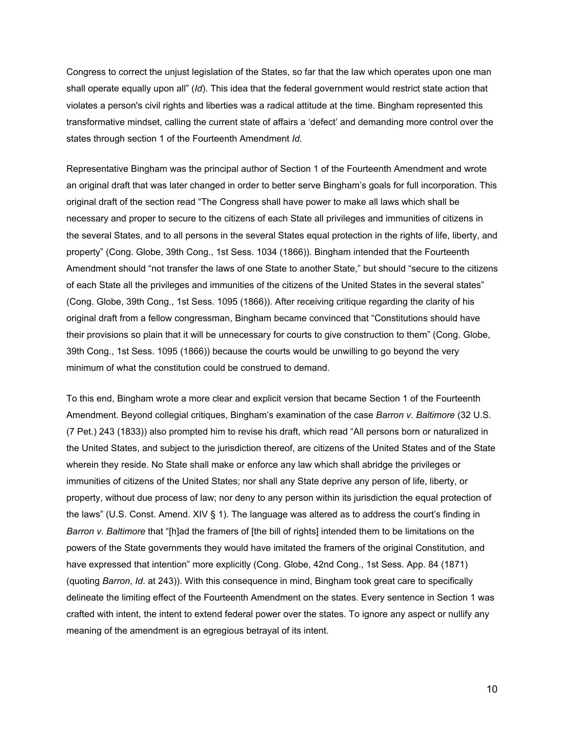Congress to correct the unjust legislation of the States, so far that the law which operates upon one man shall operate equally upon all" (*Id*). This idea that the federal government would restrict state action that violates a person's civil rights and liberties was a radical attitude at the time. Bingham represented this transformative mindset, calling the current state of affairs a 'defect' and demanding more control over the states through section 1 of the Fourteenth Amendment *Id.*

Representative Bingham was the principal author of Section 1 of the Fourteenth Amendment and wrote an original draft that was later changed in order to better serve Bingham's goals for full incorporation. This original draft of the section read "The Congress shall have power to make all laws which shall be necessary and proper to secure to the citizens of each State all privileges and immunities of citizens in the several States, and to all persons in the several States equal protection in the rights of life, liberty, and property" (Cong. Globe, 39th Cong., 1st Sess. 1034 (1866)). Bingham intended that the Fourteenth Amendment should "not transfer the laws of one State to another State," but should "secure to the citizens of each State all the privileges and immunities of the citizens of the United States in the several states" (Cong. Globe, 39th Cong., 1st Sess. 1095 (1866)). After receiving critique regarding the clarity of his original draft from a fellow congressman, Bingham became convinced that "Constitutions should have their provisions so plain that it will be unnecessary for courts to give construction to them" (Cong. Globe, 39th Cong., 1st Sess. 1095 (1866)) because the courts would be unwilling to go beyond the very minimum of what the constitution could be construed to demand.

To this end, Bingham wrote a more clear and explicit version that became Section 1 of the Fourteenth Amendment. Beyond collegial critiques, Bingham's examination of the case *Barron v. Baltimore* (32 U.S. (7 Pet.) 243 (1833)) also prompted him to revise his draft, which read "All persons born or naturalized in the United States, and subject to the jurisdiction thereof, are citizens of the United States and of the State wherein they reside. No State shall make or enforce any law which shall abridge the privileges or immunities of citizens of the United States; nor shall any State deprive any person of life, liberty, or property, without due process of law; nor deny to any person within its jurisdiction the equal protection of the laws" (U.S. Const. Amend. XIV § 1). The language was altered as to address the court's finding in *Barron v. Baltimore* that "[h]ad the framers of [the bill of rights] intended them to be limitations on the powers of the State governments they would have imitated the framers of the original Constitution, and have expressed that intention" more explicitly (Cong. Globe, 42nd Cong., 1st Sess. App. 84 (1871) (quoting *Barron*, *Id*. at 243)). With this consequence in mind, Bingham took great care to specifically delineate the limiting effect of the Fourteenth Amendment on the states. Every sentence in Section 1 was crafted with intent, the intent to extend federal power over the states. To ignore any aspect or nullify any meaning of the amendment is an egregious betrayal of its intent.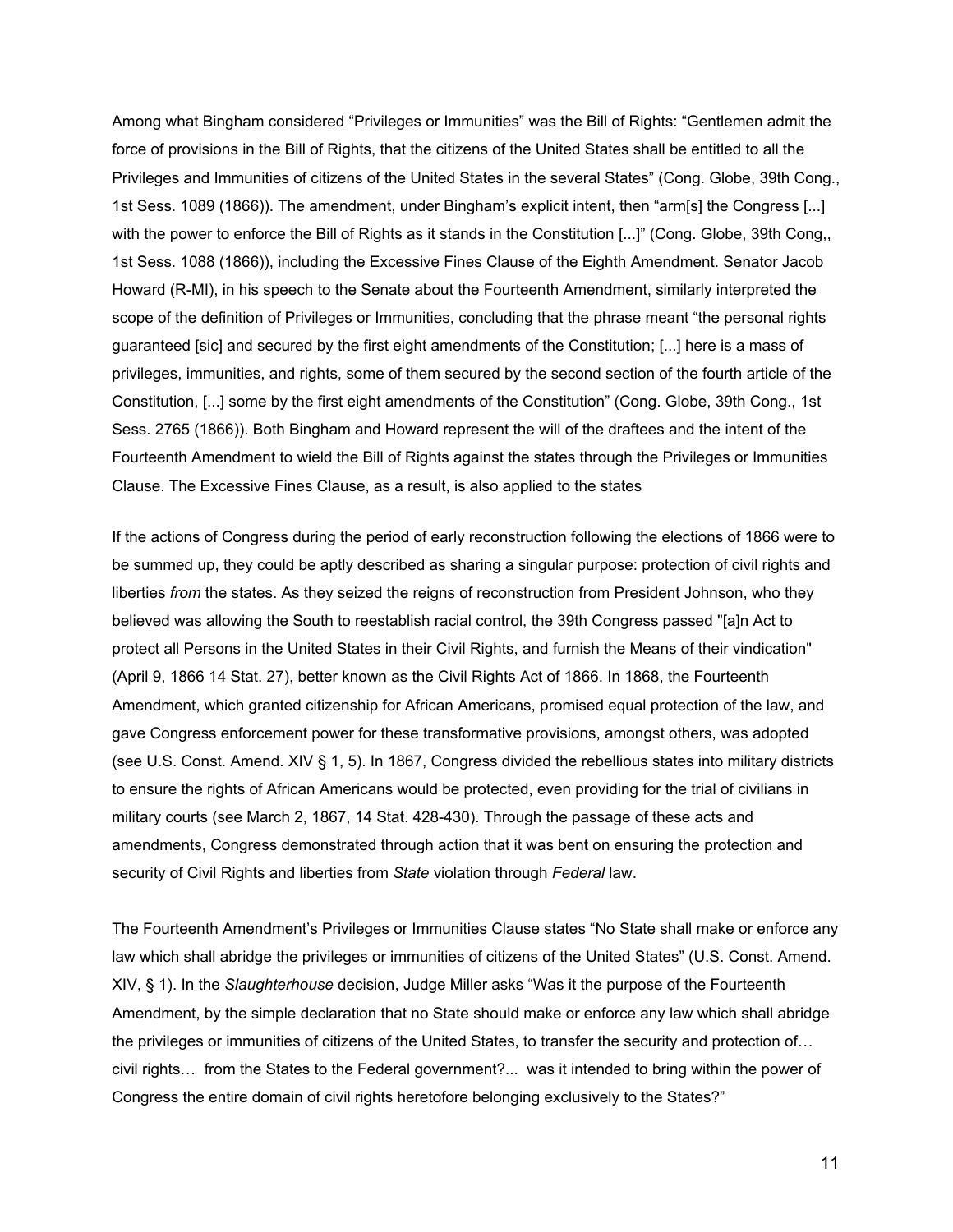Among what Bingham considered "Privileges or Immunities" was the Bill of Rights: "Gentlemen admit the force of provisions in the Bill of Rights, that the citizens of the United States shall be entitled to all the Privileges and Immunities of citizens of the United States in the several States" (Cong. Globe, 39th Cong., 1st Sess. 1089 (1866)). The amendment, under Bingham's explicit intent, then "arm[s] the Congress [...] with the power to enforce the Bill of Rights as it stands in the Constitution [...]" (Cong. Globe, 39th Cong,, 1st Sess. 1088 (1866)), including the Excessive Fines Clause of the Eighth Amendment. Senator Jacob Howard (R-MI), in his speech to the Senate about the Fourteenth Amendment, similarly interpreted the scope of the definition of Privileges or Immunities, concluding that the phrase meant "the personal rights guaranteed [sic] and secured by the first eight amendments of the Constitution; [...] here is a mass of privileges, immunities, and rights, some of them secured by the second section of the fourth article of the Constitution, [...] some by the first eight amendments of the Constitution" (Cong. Globe, 39th Cong., 1st Sess. 2765 (1866)). Both Bingham and Howard represent the will of the draftees and the intent of the Fourteenth Amendment to wield the Bill of Rights against the states through the Privileges or Immunities Clause. The Excessive Fines Clause, as a result, is also applied to the states

If the actions of Congress during the period of early reconstruction following the elections of 1866 were to be summed up, they could be aptly described as sharing a singular purpose: protection of civil rights and liberties *from* the states. As they seized the reigns of reconstruction from President Johnson, who they believed was allowing the South to reestablish racial control, the 39th Congress passed "[a]n Act to protect all Persons in the United States in their Civil Rights, and furnish the Means of their vindication" (April 9, 1866 14 Stat. 27), better known as the Civil Rights Act of 1866. In 1868, the Fourteenth Amendment, which granted citizenship for African Americans, promised equal protection of the law, and gave Congress enforcement power for these transformative provisions, amongst others, was adopted (see U.S. Const. Amend. XIV § 1, 5). In 1867, Congress divided the rebellious states into military districts to ensure the rights of African Americans would be protected, even providing for the trial of civilians in military courts (see March 2, 1867, 14 Stat. 428-430). Through the passage of these acts and amendments, Congress demonstrated through action that it was bent on ensuring the protection and security of Civil Rights and liberties from *State* violation through *Federal* law.

The Fourteenth Amendment's Privileges or Immunities Clause states "No State shall make or enforce any law which shall abridge the privileges or immunities of citizens of the United States" (U.S. Const. Amend. XIV, § 1). In the *Slaughterhouse* decision, Judge Miller asks "Was it the purpose of the Fourteenth Amendment, by the simple declaration that no State should make or enforce any law which shall abridge the privileges or immunities of citizens of the United States, to transfer the security and protection of… civil rights… from the States to the Federal government?... was it intended to bring within the power of Congress the entire domain of civil rights heretofore belonging exclusively to the States?"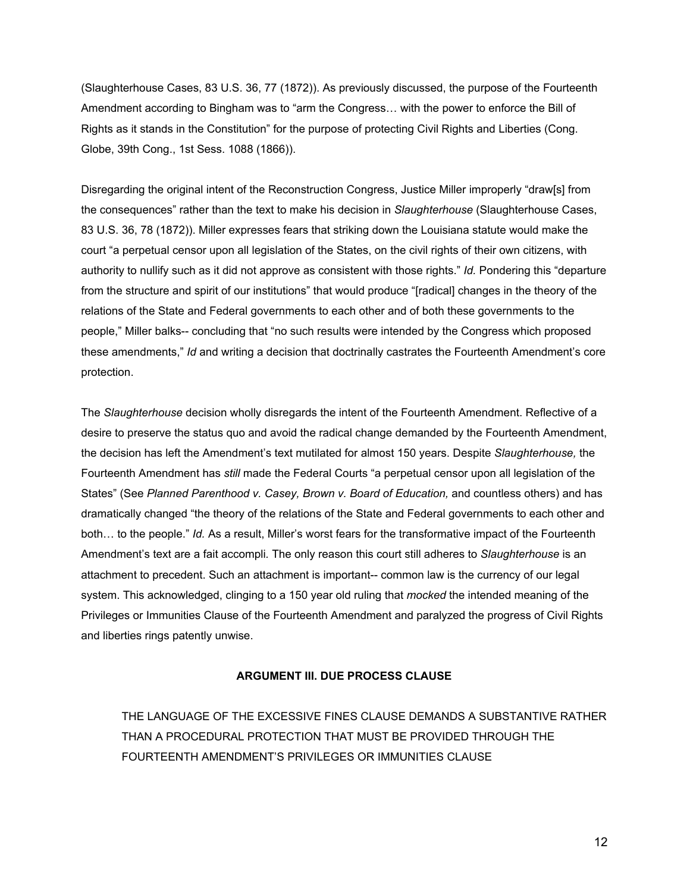(Slaughterhouse Cases, 83 U.S. 36, 77 (1872)). As previously discussed, the purpose of the Fourteenth Amendment according to Bingham was to "arm the Congress… with the power to enforce the Bill of Rights as it stands in the Constitution" for the purpose of protecting Civil Rights and Liberties (Cong. Globe, 39th Cong., 1st Sess. 1088 (1866)).

Disregarding the original intent of the Reconstruction Congress, Justice Miller improperly "draw[s] from the consequences" rather than the text to make his decision in *Slaughterhouse* (Slaughterhouse Cases, 83 U.S. 36, 78 (1872)). Miller expresses fears that striking down the Louisiana statute would make the court "a perpetual censor upon all legislation of the States, on the civil rights of their own citizens, with authority to nullify such as it did not approve as consistent with those rights." *Id.* Pondering this "departure from the structure and spirit of our institutions" that would produce "[radical] changes in the theory of the relations of the State and Federal governments to each other and of both these governments to the people," Miller balks-- concluding that "no such results were intended by the Congress which proposed these amendments," *Id* and writing a decision that doctrinally castrates the Fourteenth Amendment's core protection.

The *Slaughterhouse* decision wholly disregards the intent of the Fourteenth Amendment. Reflective of a desire to preserve the status quo and avoid the radical change demanded by the Fourteenth Amendment, the decision has left the Amendment's text mutilated for almost 150 years. Despite *Slaughterhouse,* the Fourteenth Amendment has *still* made the Federal Courts "a perpetual censor upon all legislation of the States" (See *Planned Parenthood v. Casey, Brown v. Board of Education,* and countless others) and has dramatically changed "the theory of the relations of the State and Federal governments to each other and both… to the people." *Id.* As a result, Miller's worst fears for the transformative impact of the Fourteenth Amendment's text are a fait accompli. The only reason this court still adheres to *Slaughterhouse* is an attachment to precedent. Such an attachment is important-- common law is the currency of our legal system. This acknowledged, clinging to a 150 year old ruling that *mocked* the intended meaning of the Privileges or Immunities Clause of the Fourteenth Amendment and paralyzed the progress of Civil Rights and liberties rings patently unwise.

## ARGUMENT III. DUE PROCESS CLAUSE

THE LANGUAGE OF THE EXCESSIVE FINES CLAUSE DEMANDS A SUBSTANTIVE RATHER THAN A PROCEDURAL PROTECTION THAT MUST BE PROVIDED THROUGH THE FOURTEENTH AMENDMENT'S PRIVILEGES OR IMMUNITIES CLAUSE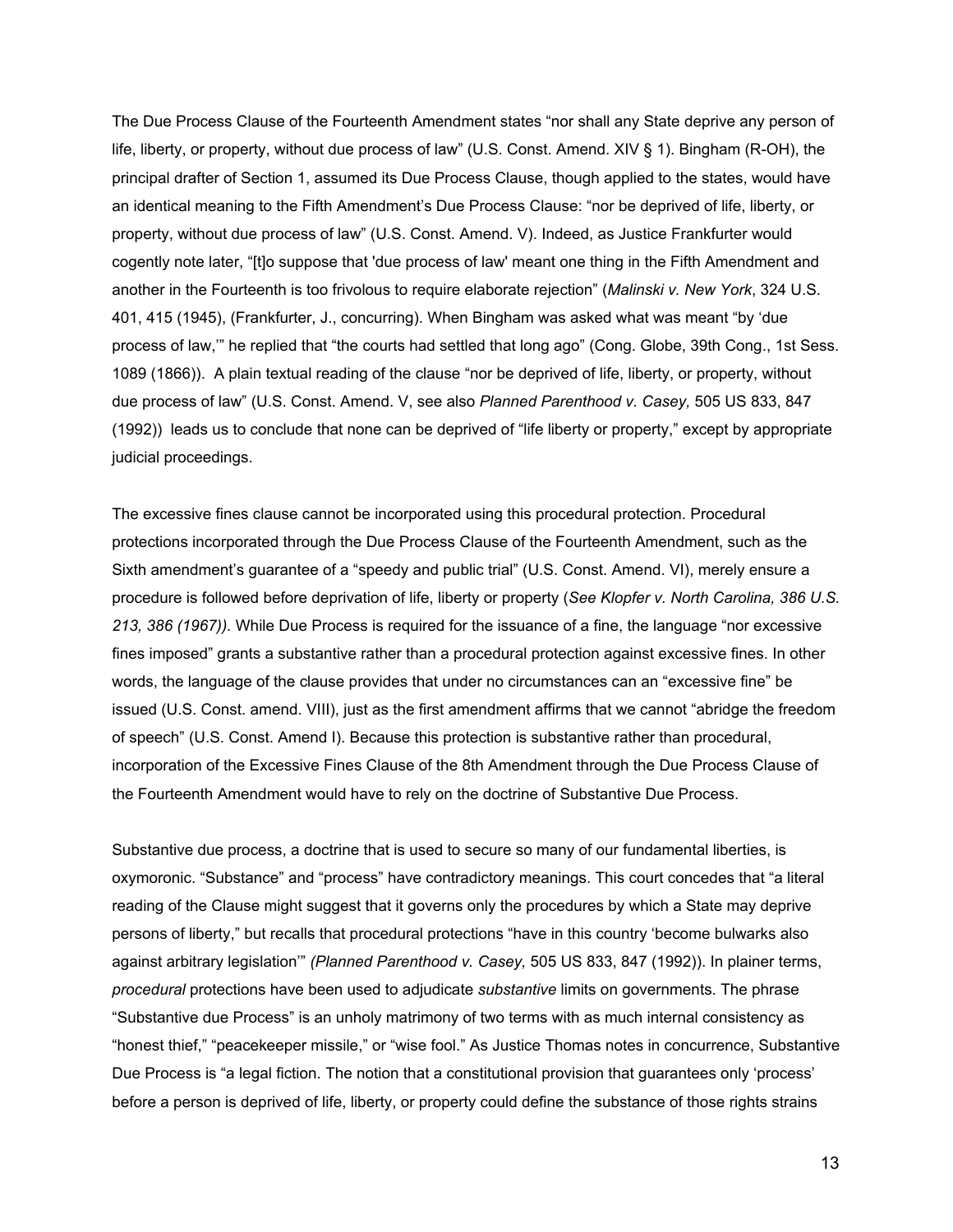The Due Process Clause of the Fourteenth Amendment states "nor shall any State deprive any person of life, liberty, or property, without due process of law" (U.S. Const. Amend. XIV § 1). Bingham (R-OH), the principal drafter of Section 1, assumed its Due Process Clause, though applied to the states, would have an identical meaning to the Fifth Amendment's Due Process Clause: "nor be deprived of life, liberty, or property, without due process of law" (U.S. Const. Amend. V). Indeed, as Justice Frankfurter would cogently note later, "[t]o suppose that 'due process of law' meant one thing in the Fifth Amendment and another in the Fourteenth is too frivolous to require elaborate rejection" (*Malinski v. New York*, 324 U.S. 401, 415 (1945), (Frankfurter, J., concurring). When Bingham was asked what was meant "by 'due process of law,'" he replied that "the courts had settled that long ago" (Cong. Globe, 39th Cong., 1st Sess. 1089 (1866)). A plain textual reading of the clause "nor be deprived of life, liberty, or property, without due process of law" (U.S. Const. Amend. V, see also *Planned Parenthood v. Casey,* 505 US 833, 847 (1992)) leads us to conclude that none can be deprived of "life liberty or property," except by appropriate judicial proceedings.

The excessive fines clause cannot be incorporated using this procedural protection. Procedural protections incorporated through the Due Process Clause of the Fourteenth Amendment, such as the Sixth amendment's guarantee of a "speedy and public trial" (U.S. Const. Amend. VI), merely ensure a procedure is followed before deprivation of life, liberty or property (*See Klopfer v. North Carolina, 386 U.S. 213, 386 (1967)).* While Due Process is required for the issuance of a fine, the language "nor excessive fines imposed" grants a substantive rather than a procedural protection against excessive fines. In other words, the language of the clause provides that under no circumstances can an "excessive fine" be issued (U.S. Const. amend. VIII), just as the first amendment affirms that we cannot "abridge the freedom of speech" (U.S. Const. Amend I). Because this protection is substantive rather than procedural, incorporation of the Excessive Fines Clause of the 8th Amendment through the Due Process Clause of the Fourteenth Amendment would have to rely on the doctrine of Substantive Due Process.

Substantive due process, a doctrine that is used to secure so many of our fundamental liberties, is oxymoronic. "Substance" and "process" have contradictory meanings. This court concedes that "a literal reading of the Clause might suggest that it governs only the procedures by which a State may deprive persons of liberty," but recalls that procedural protections "have in this country 'become bulwarks also against arbitrary legislation'" *(Planned Parenthood v. Casey,* 505 US 833, 847 (1992)). In plainer terms, *procedural* protections have been used to adjudicate *substantive* limits on governments. The phrase "Substantive due Process" is an unholy matrimony of two terms with as much internal consistency as "honest thief," "peacekeeper missile," or "wise fool." As Justice Thomas notes in concurrence, Substantive Due Process is "a legal fiction. The notion that a constitutional provision that guarantees only 'process' before a person is deprived of life, liberty, or property could define the substance of those rights strains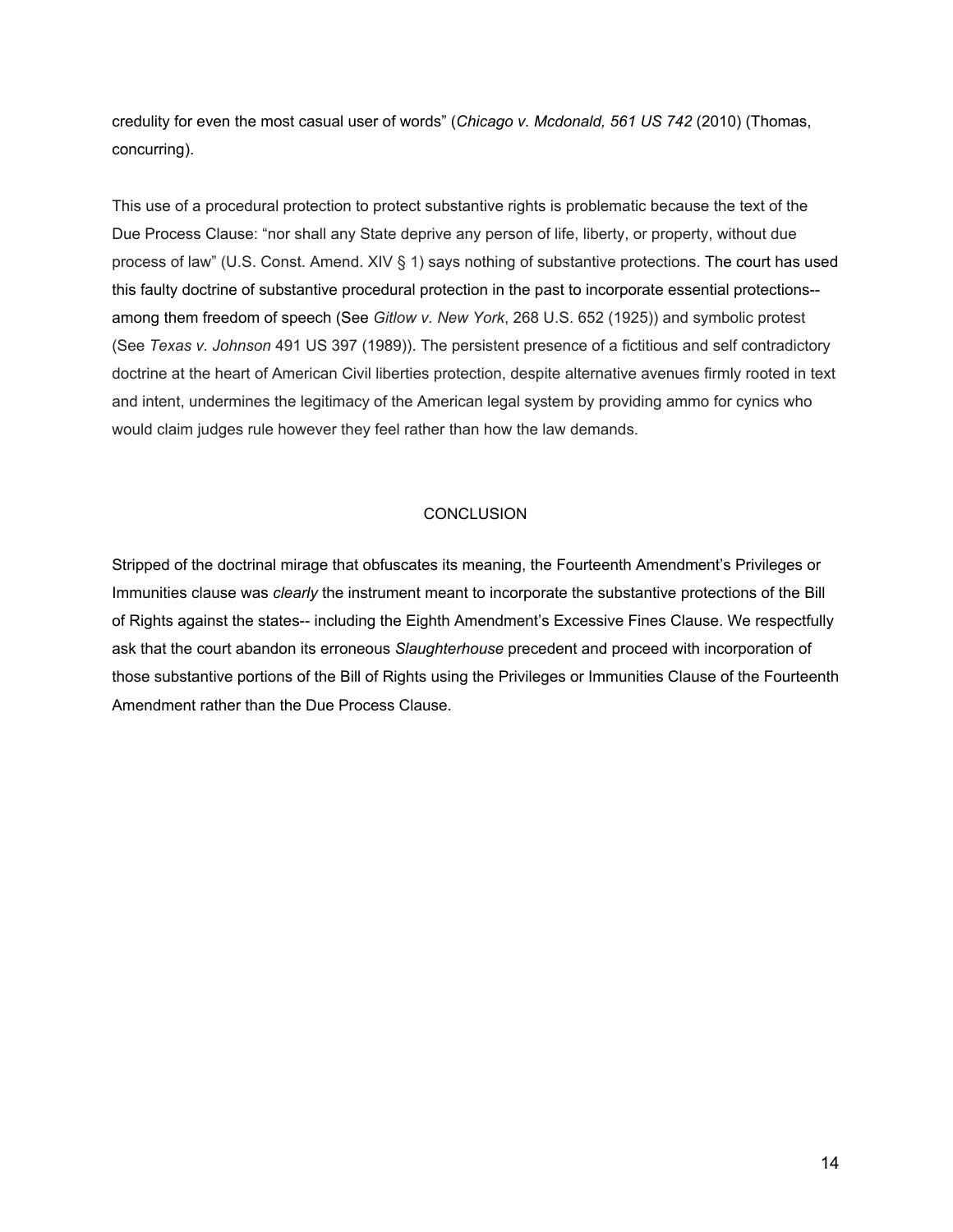credulity for even the most casual user of words" (*Chicago v. Mcdonald, 561 US 742* (2010) (Thomas, concurring).

This use of a procedural protection to protect substantive rights is problematic because the text of the Due Process Clause: "nor shall any State deprive any person of life, liberty, or property, without due process of law" (U.S. Const. Amend. XIV § 1) says nothing of substantive protections. The court has used this faulty doctrine of substantive procedural protection in the past to incorporate essential protections-- among them freedom of speech (See *Gitlow v. New York*, 268 U.S. 652 (1925)) and symbolic protest (See *Texas v. Johnson* 491 US 397 (1989)). The persistent presence of a fictitious and self contradictory doctrine at the heart of American Civil liberties protection, despite alternative avenues firmly rooted in text and intent, undermines the legitimacy of the American legal system by providing ammo for cynics who would claim judges rule however they feel rather than how the law demands.

## CONCLUSION

Stripped of the doctrinal mirage that obfuscates its meaning, the Fourteenth Amendment's Privileges or Immunities clause was *clearly* the instrument meant to incorporate the substantive protections of the Bill of Rights against the states-- including the Eighth Amendment's Excessive Fines Clause. We respectfully ask that the court abandon its erroneous *Slaughterhouse* precedent and proceed with incorporation of those substantive portions of the Bill of Rights using the Privileges or Immunities Clause of the Fourteenth Amendment rather than the Due Process Clause.